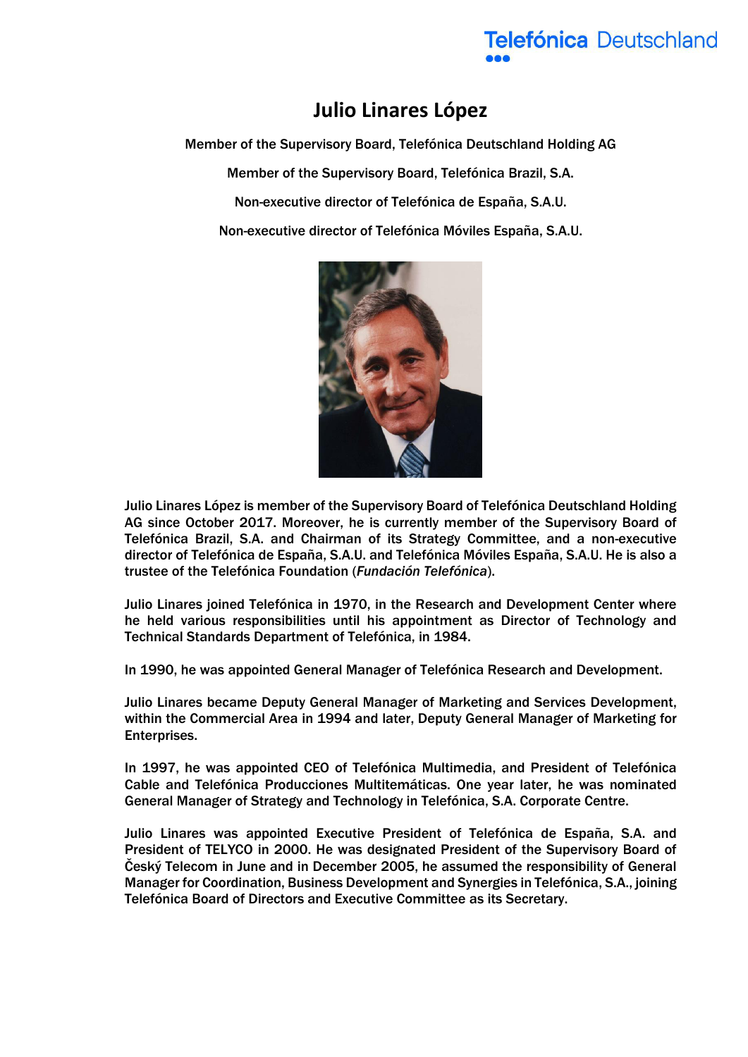# Julio Linares López

Member of the Supervisory Board, Telefónica Deutschland Holding AG

Member of the Supervisory Board, Telefónica Brazil, S.A.

Non-executive director of Telefónica de España, S.A.U.

Non-executive director of Telefónica Móviles España, S.A.U.

Julio Linares López is member of the Supervisory Board of Telefónica Deutschland Holding AG since October 2017. Moreover, he is currently member of the Supervisory Board of Telefónica Brazil, S.A. and Chairman of its Strategy Committee, and a non-executive director of Telefónica de España, S.A.U. and Telefónica Móviles España, S.A.U. He is also a trustee of the Telefónica Foundation (*Fundación Telefónica*).

Julio Linares joined Telefónica in 1970, in the Research and Development Center where he held various responsibilities until his appointment as Director of Technology and Technical Standards Department of Telefónica, in 1984.

In 1990, he was appointed General Manager of Telefónica Research and Development.

Julio Linares became Deputy General Manager of Marketing and Services Development, within the Commercial Area in 1994 and later, Deputy General Manager of Marketing for Enterprises.

In 1997, he was appointed CEO of Telefónica Multimedia, and President of Telefónica Cable and Telefónica Producciones Multitemáticas. One year later, he was nominated General Manager of Strategy and Technology in Telefónica, S.A. Corporate Centre.

Julio Linares was appointed Executive President of Telefónica de España, S.A. and President of TELYCO in 2000. He was designated President of the Supervisory Board of Český Telecom in June and in December 2005, he assumed the responsibility of General Manager for Coordination, Business Development and Synergies in Telefónica, S.A., joining Telefónica Board of Directors and Executive Committee as its Secretary.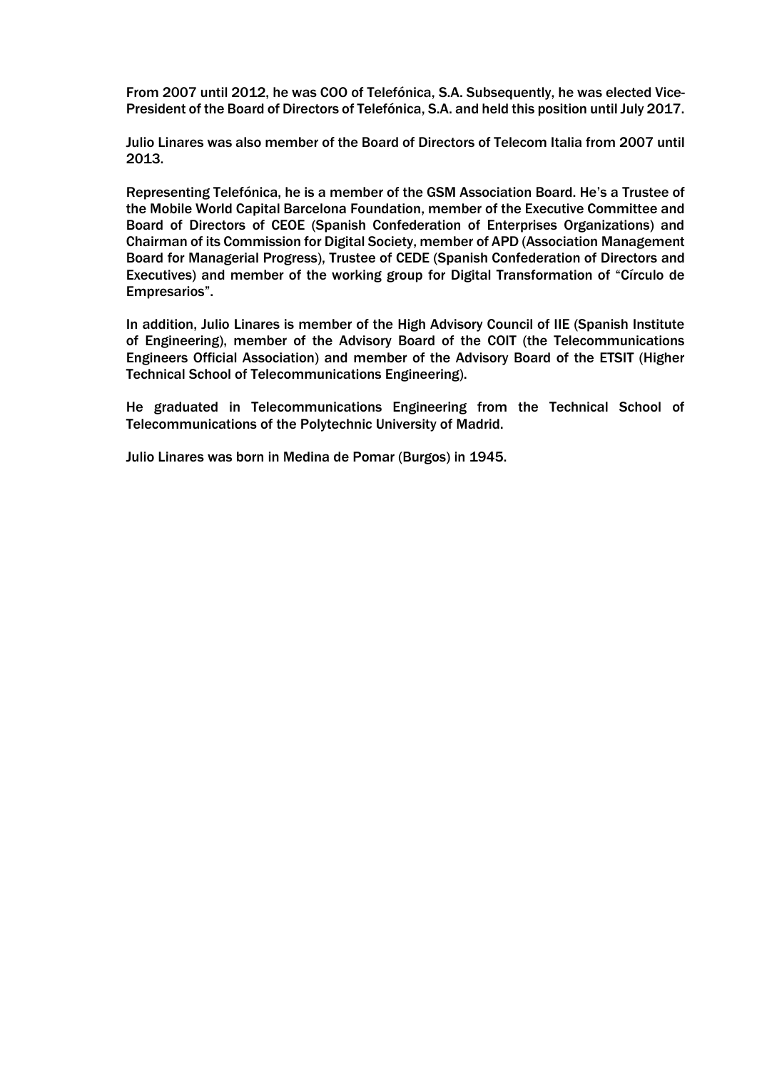From 2007 until 2012, he was COO of Telefónica, S.A. Subsequently, he was elected Vice-President of the Board of Directors of Telefónica, S.A. and held this position until July 2017.

Julio Linares was also member of the Board of Directors of Telecom Italia from 2007 until 2013.

Representing Telefónica, he is a member of the GSM Association Board. He's a Trustee of the Mobile World Capital Barcelona Foundation, member of the Executive Committee and Board of Directors of CEOE (Spanish Confederation of Enterprises Organizations) and Chairman of its Commission for Digital Society, member of APD (Association Management Board for Managerial Progress), Trustee of CEDE (Spanish Confederation of Directors and Executives) and member of the working group for Digital Transformation of "Círculo de Empresarios".

In addition, Julio Linares is member of the High Advisory Council of IIE (Spanish Institute of Engineering), member of the Advisory Board of the COIT (the Telecommunications Engineers Official Association) and member of the Advisory Board of the ETSIT (Higher Technical School of Telecommunications Engineering).

He graduated in Telecommunications Engineering from the Technical School of Telecommunications of the Polytechnic University of Madrid.

Julio Linares was born in Medina de Pomar (Burgos) in 1945.